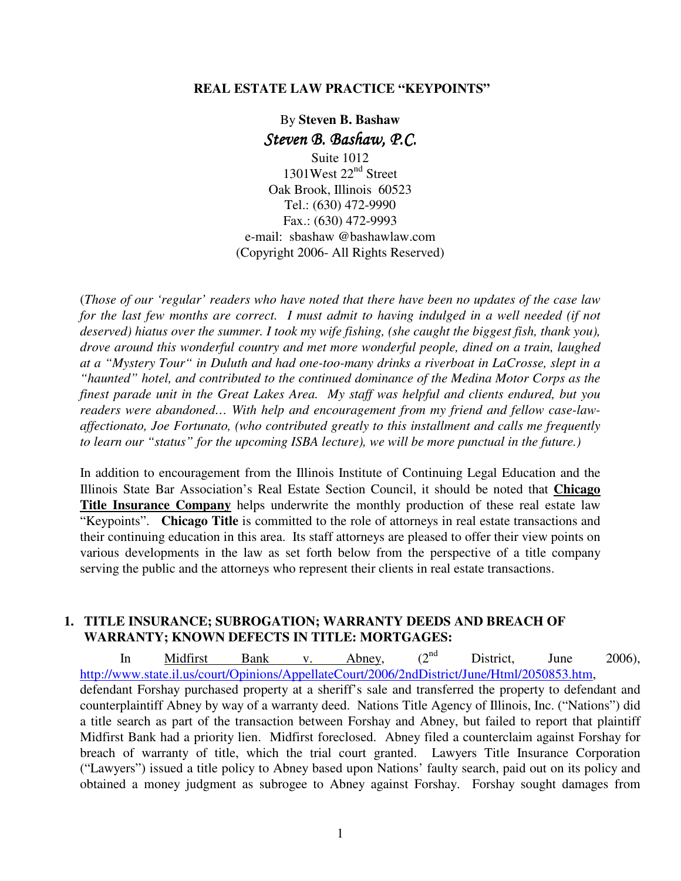**REAL ESTATE LAW PRACTICE "KEYPOINTS"**

By **Steven B. Bashaw**

***Steven B. Bashaw, P.C.***

Suite 1012
1301West 22nd Street
Oak Brook, Illinois 60523
Tel.: (630) 472-9990
Fax.: (630) 472-9993
e-mail: sbashaw @bashawlaw.com
(Copyright 2006- All Rights Reserved)

(*Those of our 'regular' readers who have noted that there have been no updates of the case law for the last few months are correct. I must admit to having indulged in a well needed (if not deserved) hiatus over the summer. I took my wife fishing, (she caught the biggest fish, thank you), drove around this wonderful country and met more wonderful people, dined on a train, laughed at a "Mystery Tour" in Duluth and had one-too-many drinks a riverboat in LaCrosse, slept in a "haunted" hotel, and contributed to the continued dominance of the Medina Motor Corps as the finest parade unit in the Great Lakes Area. My staff was helpful and clients endured, but you readers were abandoned… With help and encouragement from my friend and fellow case-law-affectionato, Joe Fortunato, (who contributed greatly to this installment and calls me frequently to learn our "status" for the upcoming ISBA lecture), we will be more punctual in the future.*)

In addition to encouragement from the Illinois Institute of Continuing Legal Education and the Illinois State Bar Association's Real Estate Section Council, it should be noted that **Chicago Title Insurance Company** helps underwrite the monthly production of these real estate law "Keypoints". **Chicago Title** is committed to the role of attorneys in real estate transactions and their continuing education in this area. Its staff attorneys are pleased to offer their view points on various developments in the law as set forth below from the perspective of a title company serving the public and the attorneys who represent their clients in real estate transactions.

## 1. TITLE INSURANCE; SUBROGATION; WARRANTY DEEDS AND BREACH OF WARRANTY; KNOWN DEFECTS IN TITLE: MORTGAGES:

In Midfirst Bank v. Abney, (2nd District, June 2006), http://www.state.il.us/court/Opinions/AppellateCourt/2006/2ndDistrict/June/Html/2050853.htm, defendant Forshay purchased property at a sheriff's sale and transferred the property to defendant and counterplaintiff Abney by way of a warranty deed. Nations Title Agency of Illinois, Inc. ("Nations") did a title search as part of the transaction between Forshay and Abney, but failed to report that plaintiff Midfirst Bank had a priority lien. Midfirst foreclosed. Abney filed a counterclaim against Forshay for breach of warranty of title, which the trial court granted. Lawyers Title Insurance Corporation ("Lawyers") issued a title policy to Abney based upon Nations' faulty search, paid out on its policy and obtained a money judgment as subrogee to Abney against Forshay. Forshay sought damages from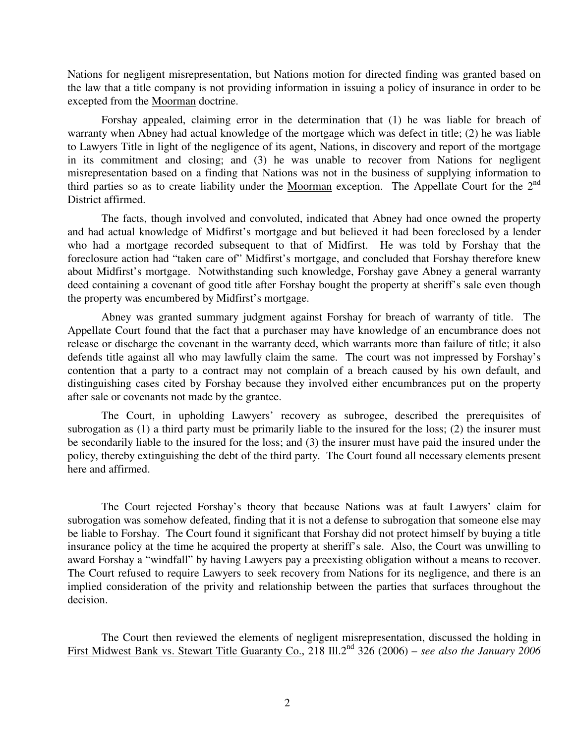Nations for negligent misrepresentation, but Nations motion for directed finding was granted based on the law that a title company is not providing information in issuing a policy of insurance in order to be excepted from the Moorman doctrine.

Forshay appealed, claiming error in the determination that (1) he was liable for breach of warranty when Abney had actual knowledge of the mortgage which was defect in title; (2) he was liable to Lawyers Title in light of the negligence of its agent, Nations, in discovery and report of the mortgage in its commitment and closing; and (3) he was unable to recover from Nations for negligent misrepresentation based on a finding that Nations was not in the business of supplying information to third parties so as to create liability under the Moorman exception. The Appellate Court for the 2nd District affirmed.

The facts, though involved and convoluted, indicated that Abney had once owned the property and had actual knowledge of Midfirst's mortgage and but believed it had been foreclosed by a lender who had a mortgage recorded subsequent to that of Midfirst. He was told by Forshay that the foreclosure action had "taken care of" Midfirst's mortgage, and concluded that Forshay therefore knew about Midfirst's mortgage. Notwithstanding such knowledge, Forshay gave Abney a general warranty deed containing a covenant of good title after Forshay bought the property at sheriff's sale even though the property was encumbered by Midfirst's mortgage.

Abney was granted summary judgment against Forshay for breach of warranty of title. The Appellate Court found that the fact that a purchaser may have knowledge of an encumbrance does not release or discharge the covenant in the warranty deed, which warrants more than failure of title; it also defends title against all who may lawfully claim the same. The court was not impressed by Forshay's contention that a party to a contract may not complain of a breach caused by his own default, and distinguishing cases cited by Forshay because they involved either encumbrances put on the property after sale or covenants not made by the grantee.

The Court, in upholding Lawyers' recovery as subrogee, described the prerequisites of subrogation as (1) a third party must be primarily liable to the insured for the loss; (2) the insurer must be secondarily liable to the insured for the loss; and (3) the insurer must have paid the insured under the policy, thereby extinguishing the debt of the third party. The Court found all necessary elements present here and affirmed.

The Court rejected Forshay's theory that because Nations was at fault Lawyers' claim for subrogation was somehow defeated, finding that it is not a defense to subrogation that someone else may be liable to Forshay. The Court found it significant that Forshay did not protect himself by buying a title insurance policy at the time he acquired the property at sheriff's sale. Also, the Court was unwilling to award Forshay a "windfall" by having Lawyers pay a preexisting obligation without a means to recover. The Court refused to require Lawyers to seek recovery from Nations for its negligence, and there is an implied consideration of the privity and relationship between the parties that surfaces throughout the decision.

The Court then reviewed the elements of negligent misrepresentation, discussed the holding in First Midwest Bank vs. Stewart Title Guaranty Co., 218 Ill.2nd 326 (2006) – *see also the January 2006*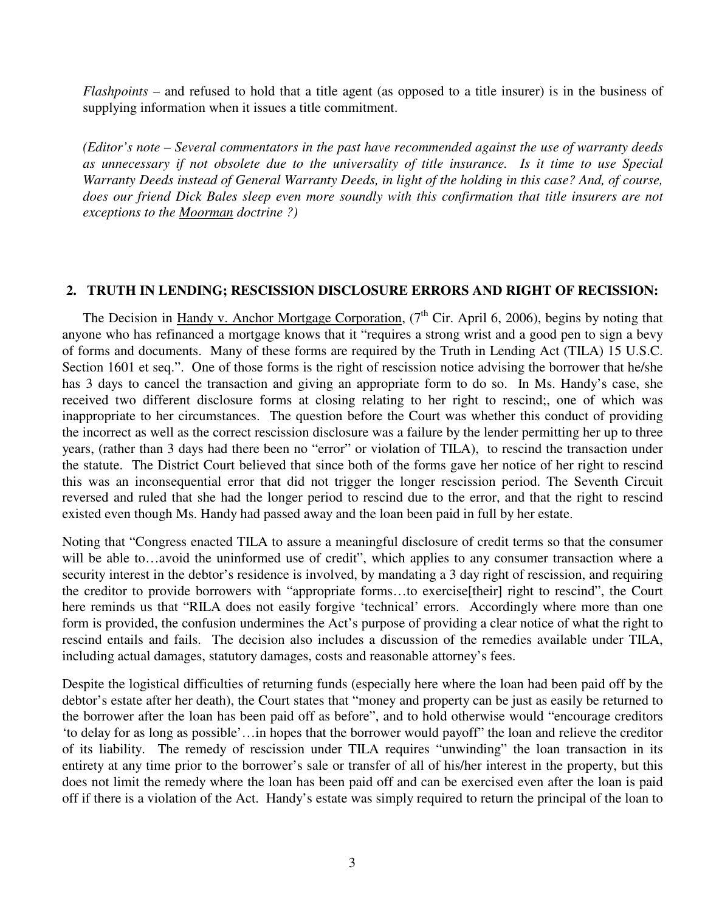*Flashpoints* – and refused to hold that a title agent (as opposed to a title insurer) is in the business of supplying information when it issues a title commitment.

*(Editor's note – Several commentators in the past have recommended against the use of warranty deeds as unnecessary if not obsolete due to the universality of title insurance. Is it time to use Special Warranty Deeds instead of General Warranty Deeds, in light of the holding in this case? And, of course, does our friend Dick Bales sleep even more soundly with this confirmation that title insurers are not exceptions to the Moorman doctrine ?)*

## 2. TRUTH IN LENDING; RESCISSION DISCLOSURE ERRORS AND RIGHT OF RECISSION:

The Decision in Handy v. Anchor Mortgage Corporation, (7th Cir. April 6, 2006), begins by noting that anyone who has refinanced a mortgage knows that it "requires a strong wrist and a good pen to sign a bevy of forms and documents. Many of these forms are required by the Truth in Lending Act (TILA) 15 U.S.C. Section 1601 et seq.". One of those forms is the right of rescission notice advising the borrower that he/she has 3 days to cancel the transaction and giving an appropriate form to do so. In Ms. Handy's case, she received two different disclosure forms at closing relating to her right to rescind;, one of which was inappropriate to her circumstances. The question before the Court was whether this conduct of providing the incorrect as well as the correct rescission disclosure was a failure by the lender permitting her up to three years, (rather than 3 days had there been no "error" or violation of TILA), to rescind the transaction under the statute. The District Court believed that since both of the forms gave her notice of her right to rescind this was an inconsequential error that did not trigger the longer rescission period. The Seventh Circuit reversed and ruled that she had the longer period to rescind due to the error, and that the right to rescind existed even though Ms. Handy had passed away and the loan been paid in full by her estate.

Noting that "Congress enacted TILA to assure a meaningful disclosure of credit terms so that the consumer will be able to…avoid the uninformed use of credit", which applies to any consumer transaction where a security interest in the debtor's residence is involved, by mandating a 3 day right of rescission, and requiring the creditor to provide borrowers with "appropriate forms…to exercise[their] right to rescind", the Court here reminds us that "RILA does not easily forgive 'technical' errors. Accordingly where more than one form is provided, the confusion undermines the Act's purpose of providing a clear notice of what the right to rescind entails and fails. The decision also includes a discussion of the remedies available under TILA, including actual damages, statutory damages, costs and reasonable attorney's fees.

Despite the logistical difficulties of returning funds (especially here where the loan had been paid off by the debtor's estate after her death), the Court states that "money and property can be just as easily be returned to the borrower after the loan has been paid off as before", and to hold otherwise would "encourage creditors 'to delay for as long as possible'…in hopes that the borrower would payoff" the loan and relieve the creditor of its liability. The remedy of rescission under TILA requires "unwinding" the loan transaction in its entirety at any time prior to the borrower's sale or transfer of all of his/her interest in the property, but this does not limit the remedy where the loan has been paid off and can be exercised even after the loan is paid off if there is a violation of the Act. Handy's estate was simply required to return the principal of the loan to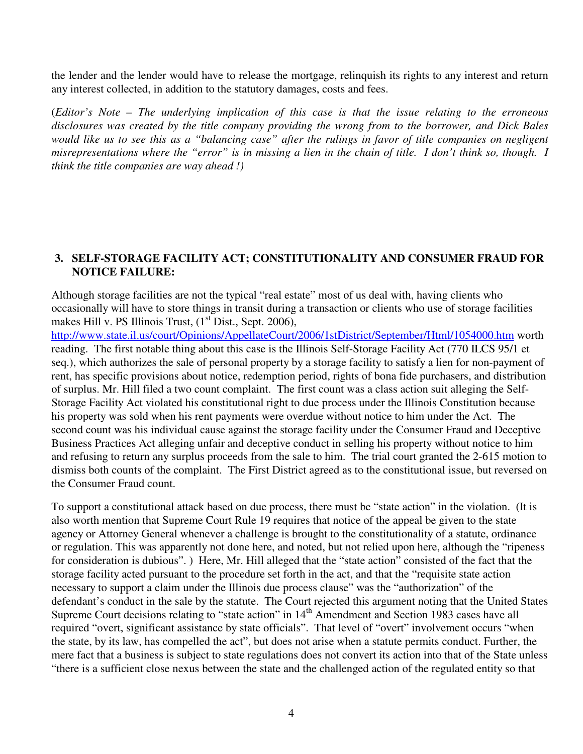the lender and the lender would have to release the mortgage, relinquish its rights to any interest and return any interest collected, in addition to the statutory damages, costs and fees.

(*Editor's Note – The underlying implication of this case is that the issue relating to the erroneous disclosures was created by the title company providing the wrong from to the borrower, and Dick Bales would like us to see this as a "balancing case" after the rulings in favor of title companies on negligent misrepresentations where the "error" is in missing a lien in the chain of title. I don't think so, though. I think the title companies are way ahead !)*

### 3. SELF-STORAGE FACILITY ACT; CONSTITUTIONALITY AND CONSUMER FRAUD FOR NOTICE FAILURE:

Although storage facilities are not the typical "real estate" most of us deal with, having clients who occasionally will have to store things in transit during a transaction or clients who use of storage facilities makes Hill v. PS Illinois Trust, (1st Dist., Sept. 2006), http://www.state.il.us/court/Opinions/AppellateCourt/2006/1stDistrict/September/Html/1054000.htm worth reading. The first notable thing about this case is the Illinois Self-Storage Facility Act (770 ILCS 95/1 et seq.), which authorizes the sale of personal property by a storage facility to satisfy a lien for non-payment of rent, has specific provisions about notice, redemption period, rights of bona fide purchasers, and distribution of surplus. Mr. Hill filed a two count complaint. The first count was a class action suit alleging the Self-Storage Facility Act violated his constitutional right to due process under the Illinois Constitution because his property was sold when his rent payments were overdue without notice to him under the Act. The second count was his individual cause against the storage facility under the Consumer Fraud and Deceptive Business Practices Act alleging unfair and deceptive conduct in selling his property without notice to him and refusing to return any surplus proceeds from the sale to him. The trial court granted the 2-615 motion to dismiss both counts of the complaint. The First District agreed as to the constitutional issue, but reversed on the Consumer Fraud count.

To support a constitutional attack based on due process, there must be "state action" in the violation. (It is also worth mention that Supreme Court Rule 19 requires that notice of the appeal be given to the state agency or Attorney General whenever a challenge is brought to the constitutionality of a statute, ordinance or regulation. This was apparently not done here, and noted, but not relied upon here, although the "ripeness for consideration is dubious". ) Here, Mr. Hill alleged that the "state action" consisted of the fact that the storage facility acted pursuant to the procedure set forth in the act, and that the "requisite state action necessary to support a claim under the Illinois due process clause" was the "authorization" of the defendant's conduct in the sale by the statute. The Court rejected this argument noting that the United States Supreme Court decisions relating to "state action" in 14th Amendment and Section 1983 cases have all required "overt, significant assistance by state officials". That level of "overt" involvement occurs "when the state, by its law, has compelled the act", but does not arise when a statute permits conduct. Further, the mere fact that a business is subject to state regulations does not convert its action into that of the State unless "there is a sufficient close nexus between the state and the challenged action of the regulated entity so that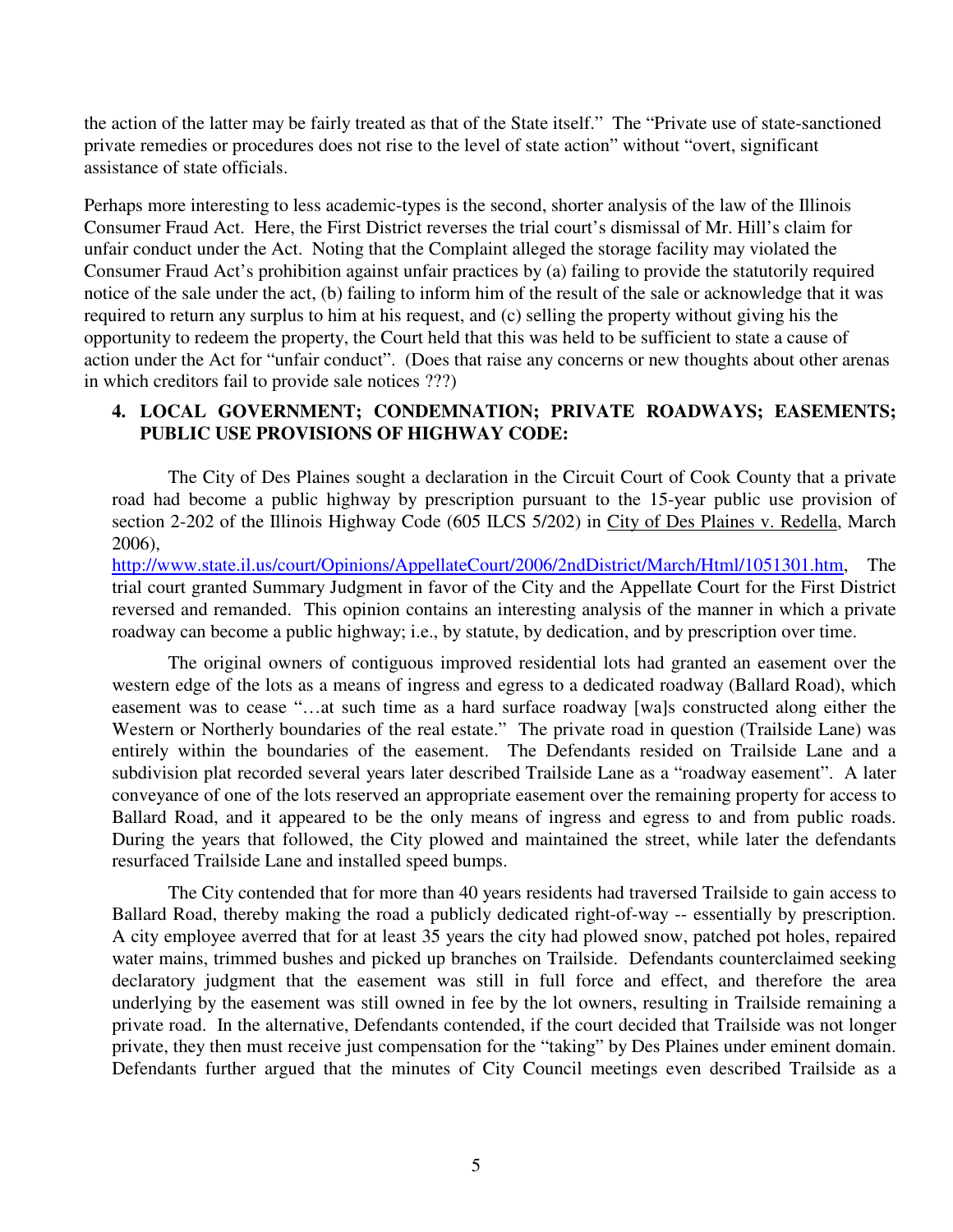the action of the latter may be fairly treated as that of the State itself." The "Private use of state-sanctioned private remedies or procedures does not rise to the level of state action" without "overt, significant assistance of state officials.

Perhaps more interesting to less academic-types is the second, shorter analysis of the law of the Illinois Consumer Fraud Act. Here, the First District reverses the trial court's dismissal of Mr. Hill's claim for unfair conduct under the Act. Noting that the Complaint alleged the storage facility may violated the Consumer Fraud Act's prohibition against unfair practices by (a) failing to provide the statutorily required notice of the sale under the act, (b) failing to inform him of the result of the sale or acknowledge that it was required to return any surplus to him at his request, and (c) selling the property without giving his the opportunity to redeem the property, the Court held that this was held to be sufficient to state a cause of action under the Act for "unfair conduct". (Does that raise any concerns or new thoughts about other arenas in which creditors fail to provide sale notices ???)

**4. LOCAL GOVERNMENT; CONDEMNATION; PRIVATE ROADWAYS; EASEMENTS; PUBLIC USE PROVISIONS OF HIGHWAY CODE:**

The City of Des Plaines sought a declaration in the Circuit Court of Cook County that a private road had become a public highway by prescription pursuant to the 15-year public use provision of section 2-202 of the Illinois Highway Code (605 ILCS 5/202) in City of Des Plaines v. Redella, March 2006), http://www.state.il.us/court/Opinions/AppellateCourt/2006/2ndDistrict/March/Html/1051301.htm, The trial court granted Summary Judgment in favor of the City and the Appellate Court for the First District reversed and remanded. This opinion contains an interesting analysis of the manner in which a private roadway can become a public highway; i.e., by statute, by dedication, and by prescription over time.

The original owners of contiguous improved residential lots had granted an easement over the western edge of the lots as a means of ingress and egress to a dedicated roadway (Ballard Road), which easement was to cease "…at such time as a hard surface roadway [wa]s constructed along either the Western or Northerly boundaries of the real estate." The private road in question (Trailside Lane) was entirely within the boundaries of the easement. The Defendants resided on Trailside Lane and a subdivision plat recorded several years later described Trailside Lane as a "roadway easement". A later conveyance of one of the lots reserved an appropriate easement over the remaining property for access to Ballard Road, and it appeared to be the only means of ingress and egress to and from public roads. During the years that followed, the City plowed and maintained the street, while later the defendants resurfaced Trailside Lane and installed speed bumps.

The City contended that for more than 40 years residents had traversed Trailside to gain access to Ballard Road, thereby making the road a publicly dedicated right-of-way -- essentially by prescription. A city employee averred that for at least 35 years the city had plowed snow, patched pot holes, repaired water mains, trimmed bushes and picked up branches on Trailside. Defendants counterclaimed seeking declaratory judgment that the easement was still in full force and effect, and therefore the area underlying by the easement was still owned in fee by the lot owners, resulting in Trailside remaining a private road. In the alternative, Defendants contended, if the court decided that Trailside was not longer private, they then must receive just compensation for the "taking" by Des Plaines under eminent domain. Defendants further argued that the minutes of City Council meetings even described Trailside as a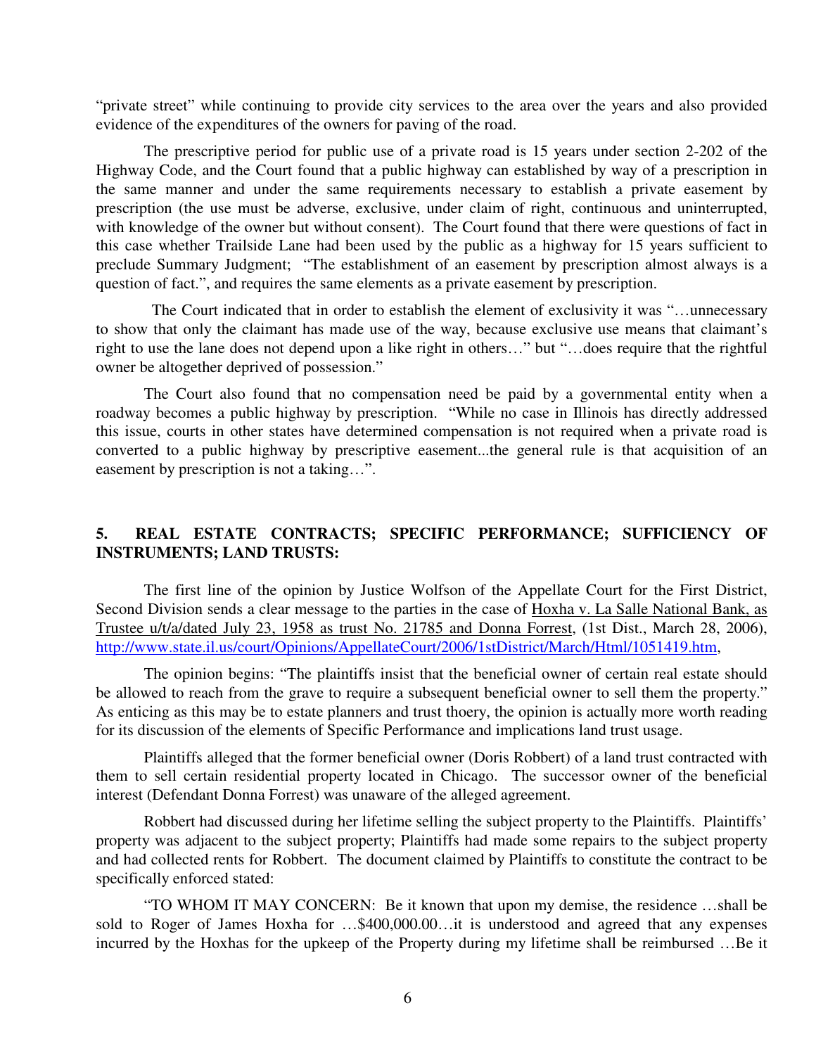"private street" while continuing to provide city services to the area over the years and also provided evidence of the expenditures of the owners for paving of the road.

The prescriptive period for public use of a private road is 15 years under section 2-202 of the Highway Code, and the Court found that a public highway can established by way of a prescription in the same manner and under the same requirements necessary to establish a private easement by prescription (the use must be adverse, exclusive, under claim of right, continuous and uninterrupted, with knowledge of the owner but without consent). The Court found that there were questions of fact in this case whether Trailside Lane had been used by the public as a highway for 15 years sufficient to preclude Summary Judgment; "The establishment of an easement by prescription almost always is a question of fact.", and requires the same elements as a private easement by prescription.

The Court indicated that in order to establish the element of exclusivity it was "…unnecessary to show that only the claimant has made use of the way, because exclusive use means that claimant's right to use the lane does not depend upon a like right in others…" but "…does require that the rightful owner be altogether deprived of possession."

The Court also found that no compensation need be paid by a governmental entity when a roadway becomes a public highway by prescription. "While no case in Illinois has directly addressed this issue, courts in other states have determined compensation is not required when a private road is converted to a public highway by prescriptive easement...the general rule is that acquisition of an easement by prescription is not a taking…".

## 5. REAL ESTATE CONTRACTS; SPECIFIC PERFORMANCE; SUFFICIENCY OF INSTRUMENTS; LAND TRUSTS:

The first line of the opinion by Justice Wolfson of the Appellate Court for the First District, Second Division sends a clear message to the parties in the case of Hoxha v. La Salle National Bank, as Trustee u/t/a/dated July 23, 1958 as trust No. 21785 and Donna Forrest, (1st Dist., March 28, 2006), http://www.state.il.us/court/Opinions/AppellateCourt/2006/1stDistrict/March/Html/1051419.htm,

The opinion begins: "The plaintiffs insist that the beneficial owner of certain real estate should be allowed to reach from the grave to require a subsequent beneficial owner to sell them the property." As enticing as this may be to estate planners and trust thoery, the opinion is actually more worth reading for its discussion of the elements of Specific Performance and implications land trust usage.

Plaintiffs alleged that the former beneficial owner (Doris Robbert) of a land trust contracted with them to sell certain residential property located in Chicago. The successor owner of the beneficial interest (Defendant Donna Forrest) was unaware of the alleged agreement.

Robbert had discussed during her lifetime selling the subject property to the Plaintiffs. Plaintiffs' property was adjacent to the subject property; Plaintiffs had made some repairs to the subject property and had collected rents for Robbert. The document claimed by Plaintiffs to constitute the contract to be specifically enforced stated:

"TO WHOM IT MAY CONCERN: Be it known that upon my demise, the residence …shall be sold to Roger of James Hoxha for …$400,000.00…it is understood and agreed that any expenses incurred by the Hoxhas for the upkeep of the Property during my lifetime shall be reimbursed …Be it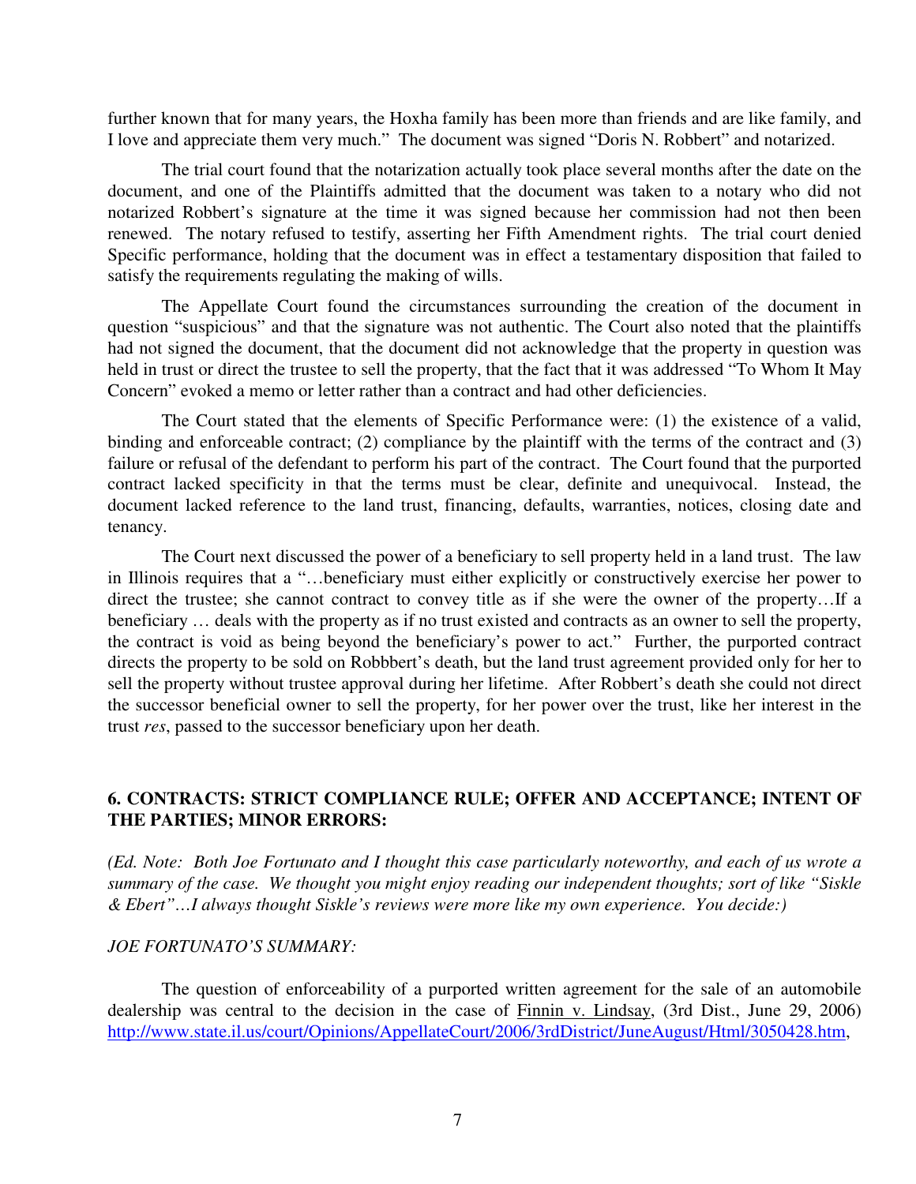further known that for many years, the Hoxha family has been more than friends and are like family, and I love and appreciate them very much." The document was signed "Doris N. Robbert" and notarized.

The trial court found that the notarization actually took place several months after the date on the document, and one of the Plaintiffs admitted that the document was taken to a notary who did not notarized Robbert's signature at the time it was signed because her commission had not then been renewed. The notary refused to testify, asserting her Fifth Amendment rights. The trial court denied Specific performance, holding that the document was in effect a testamentary disposition that failed to satisfy the requirements regulating the making of wills.

The Appellate Court found the circumstances surrounding the creation of the document in question "suspicious" and that the signature was not authentic. The Court also noted that the plaintiffs had not signed the document, that the document did not acknowledge that the property in question was held in trust or direct the trustee to sell the property, that the fact that it was addressed "To Whom It May Concern" evoked a memo or letter rather than a contract and had other deficiencies.

The Court stated that the elements of Specific Performance were: (1) the existence of a valid, binding and enforceable contract; (2) compliance by the plaintiff with the terms of the contract and (3) failure or refusal of the defendant to perform his part of the contract. The Court found that the purported contract lacked specificity in that the terms must be clear, definite and unequivocal. Instead, the document lacked reference to the land trust, financing, defaults, warranties, notices, closing date and tenancy.

The Court next discussed the power of a beneficiary to sell property held in a land trust. The law in Illinois requires that a "…beneficiary must either explicitly or constructively exercise her power to direct the trustee; she cannot contract to convey title as if she were the owner of the property…If a beneficiary … deals with the property as if no trust existed and contracts as an owner to sell the property, the contract is void as being beyond the beneficiary's power to act." Further, the purported contract directs the property to be sold on Robbbert's death, but the land trust agreement provided only for her to sell the property without trustee approval during her lifetime. After Robbert's death she could not direct the successor beneficial owner to sell the property, for her power over the trust, like her interest in the trust *res*, passed to the successor beneficiary upon her death.

### 6. CONTRACTS: STRICT COMPLIANCE RULE; OFFER AND ACCEPTANCE; INTENT OF THE PARTIES; MINOR ERRORS:

*(Ed. Note: Both Joe Fortunato and I thought this case particularly noteworthy, and each of us wrote a summary of the case. We thought you might enjoy reading our independent thoughts; sort of like "Siskle & Ebert"…I always thought Siskle's reviews were more like my own experience. You decide:)*

*JOE FORTUNATO'S SUMMARY:*

The question of enforceability of a purported written agreement for the sale of an automobile dealership was central to the decision in the case of Finnin v. Lindsay, (3rd Dist., June 29, 2006) http://www.state.il.us/court/Opinions/AppellateCourt/2006/3rdDistrict/JuneAugust/Html/3050428.htm,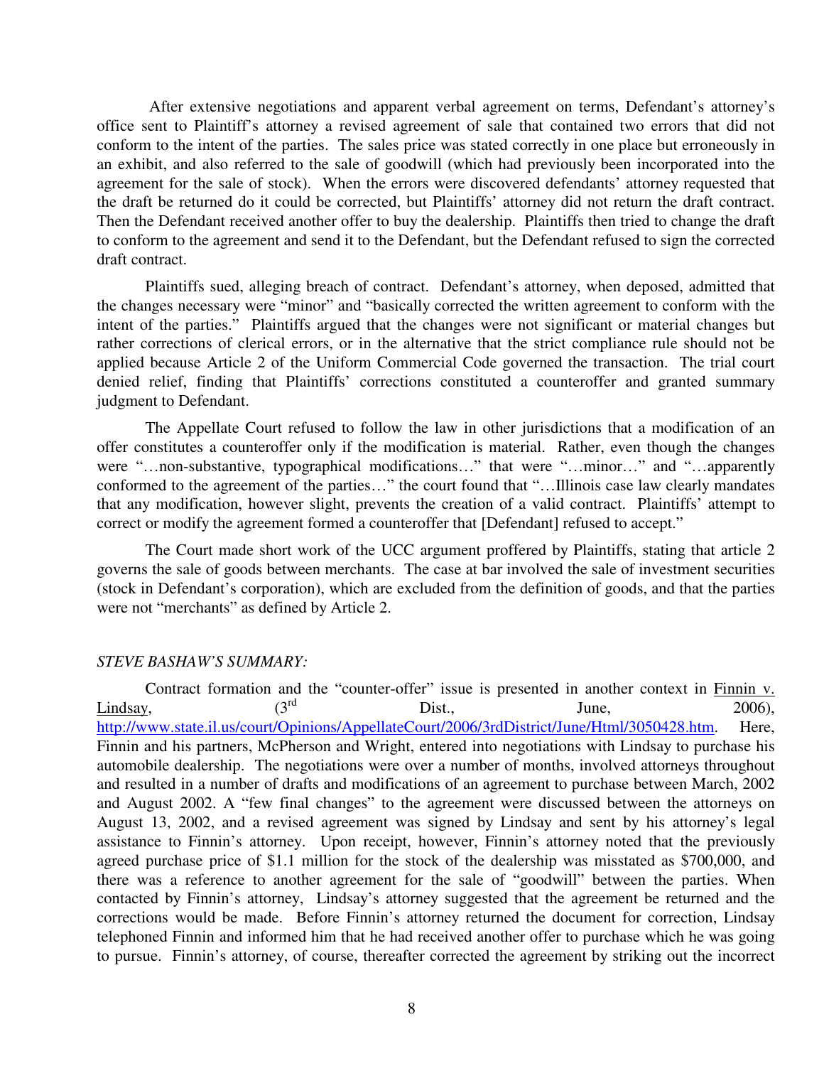After extensive negotiations and apparent verbal agreement on terms, Defendant's attorney's office sent to Plaintiff's attorney a revised agreement of sale that contained two errors that did not conform to the intent of the parties. The sales price was stated correctly in one place but erroneously in an exhibit, and also referred to the sale of goodwill (which had previously been incorporated into the agreement for the sale of stock). When the errors were discovered defendants' attorney requested that the draft be returned do it could be corrected, but Plaintiffs' attorney did not return the draft contract. Then the Defendant received another offer to buy the dealership. Plaintiffs then tried to change the draft to conform to the agreement and send it to the Defendant, but the Defendant refused to sign the corrected draft contract.

Plaintiffs sued, alleging breach of contract. Defendant's attorney, when deposed, admitted that the changes necessary were "minor" and "basically corrected the written agreement to conform with the intent of the parties." Plaintiffs argued that the changes were not significant or material changes but rather corrections of clerical errors, or in the alternative that the strict compliance rule should not be applied because Article 2 of the Uniform Commercial Code governed the transaction. The trial court denied relief, finding that Plaintiffs' corrections constituted a counteroffer and granted summary judgment to Defendant.

The Appellate Court refused to follow the law in other jurisdictions that a modification of an offer constitutes a counteroffer only if the modification is material. Rather, even though the changes were "…non-substantive, typographical modifications…" that were "…minor…" and "…apparently conformed to the agreement of the parties…" the court found that "…Illinois case law clearly mandates that any modification, however slight, prevents the creation of a valid contract. Plaintiffs' attempt to correct or modify the agreement formed a counteroffer that [Defendant] refused to accept."

The Court made short work of the UCC argument proffered by Plaintiffs, stating that article 2 governs the sale of goods between merchants. The case at bar involved the sale of investment securities (stock in Defendant's corporation), which are excluded from the definition of goods, and that the parties were not "merchants" as defined by Article 2.

*STEVE BASHAW'S SUMMARY:*

Contract formation and the "counter-offer" issue is presented in another context in Finnin v. Lindsay, (3rd Dist., June, 2006), http://www.state.il.us/court/Opinions/AppellateCourt/2006/3rdDistrict/June/Html/3050428.htm. Here, Finnin and his partners, McPherson and Wright, entered into negotiations with Lindsay to purchase his automobile dealership. The negotiations were over a number of months, involved attorneys throughout and resulted in a number of drafts and modifications of an agreement to purchase between March, 2002 and August 2002. A "few final changes" to the agreement were discussed between the attorneys on August 13, 2002, and a revised agreement was signed by Lindsay and sent by his attorney's legal assistance to Finnin's attorney. Upon receipt, however, Finnin's attorney noted that the previously agreed purchase price of $1.1 million for the stock of the dealership was misstated as $700,000, and there was a reference to another agreement for the sale of "goodwill" between the parties. When contacted by Finnin's attorney, Lindsay's attorney suggested that the agreement be returned and the corrections would be made. Before Finnin's attorney returned the document for correction, Lindsay telephoned Finnin and informed him that he had received another offer to purchase which he was going to pursue. Finnin's attorney, of course, thereafter corrected the agreement by striking out the incorrect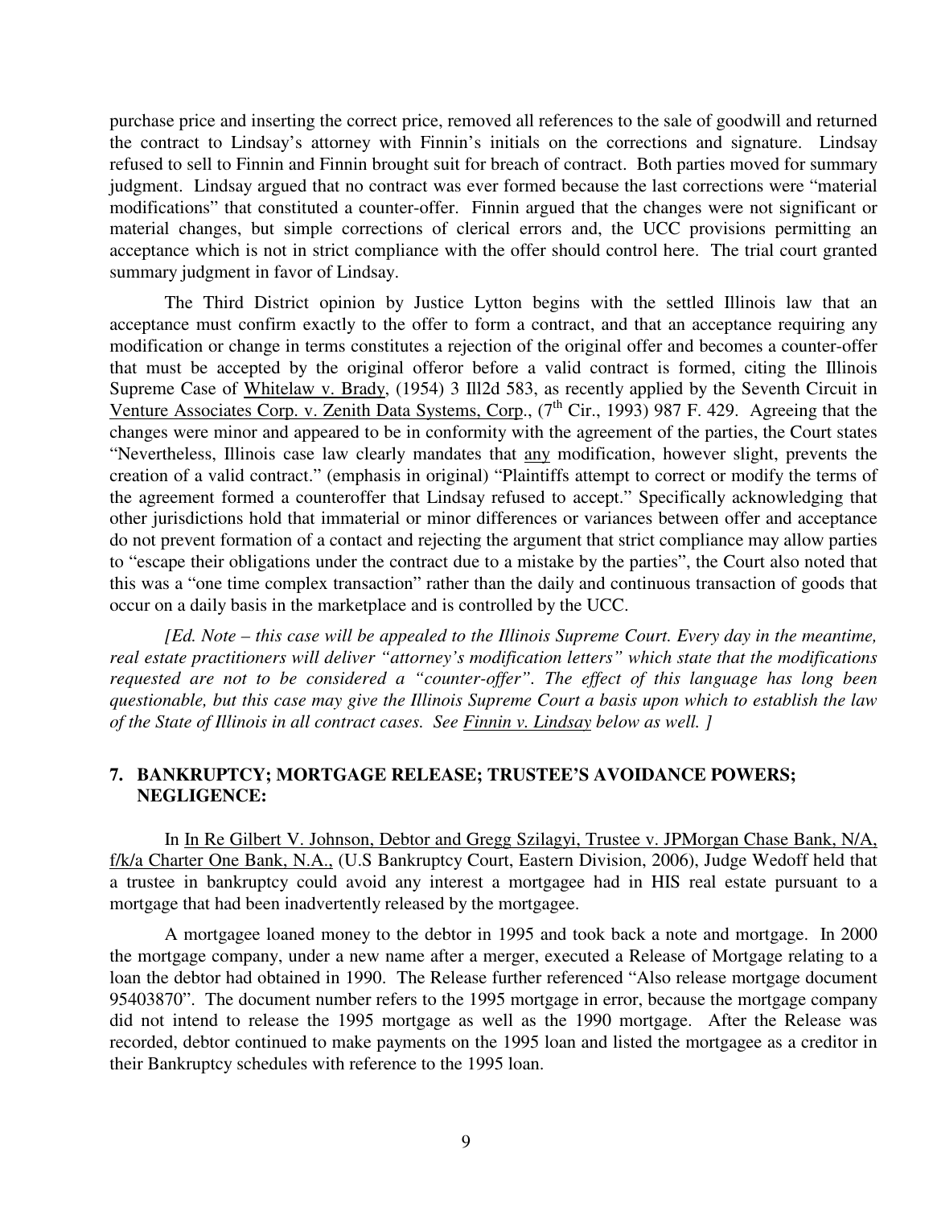purchase price and inserting the correct price, removed all references to the sale of goodwill and returned the contract to Lindsay's attorney with Finnin's initials on the corrections and signature. Lindsay refused to sell to Finnin and Finnin brought suit for breach of contract. Both parties moved for summary judgment. Lindsay argued that no contract was ever formed because the last corrections were "material modifications" that constituted a counter-offer. Finnin argued that the changes were not significant or material changes, but simple corrections of clerical errors and, the UCC provisions permitting an acceptance which is not in strict compliance with the offer should control here. The trial court granted summary judgment in favor of Lindsay.

The Third District opinion by Justice Lytton begins with the settled Illinois law that an acceptance must confirm exactly to the offer to form a contract, and that an acceptance requiring any modification or change in terms constitutes a rejection of the original offer and becomes a counter-offer that must be accepted by the original offeror before a valid contract is formed, citing the Illinois Supreme Case of Whitelaw v. Brady, (1954) 3 Ill2d 583, as recently applied by the Seventh Circuit in Venture Associates Corp. v. Zenith Data Systems, Corp., (7th Cir., 1993) 987 F. 429. Agreeing that the changes were minor and appeared to be in conformity with the agreement of the parties, the Court states "Nevertheless, Illinois case law clearly mandates that any modification, however slight, prevents the creation of a valid contract." (emphasis in original) "Plaintiffs attempt to correct or modify the terms of the agreement formed a counteroffer that Lindsay refused to accept." Specifically acknowledging that other jurisdictions hold that immaterial or minor differences or variances between offer and acceptance do not prevent formation of a contact and rejecting the argument that strict compliance may allow parties to "escape their obligations under the contract due to a mistake by the parties", the Court also noted that this was a "one time complex transaction" rather than the daily and continuous transaction of goods that occur on a daily basis in the marketplace and is controlled by the UCC.

*[Ed. Note – this case will be appealed to the Illinois Supreme Court. Every day in the meantime, real estate practitioners will deliver "attorney's modification letters" which state that the modifications requested are not to be considered a "counter-offer". The effect of this language has long been questionable, but this case may give the Illinois Supreme Court a basis upon which to establish the law of the State of Illinois in all contract cases. See Finnin v. Lindsay below as well. ]*

## 7. BANKRUPTCY; MORTGAGE RELEASE; TRUSTEE'S AVOIDANCE POWERS; NEGLIGENCE:

In In Re Gilbert V. Johnson, Debtor and Gregg Szilagyi, Trustee v. JPMorgan Chase Bank, N/A, f/k/a Charter One Bank, N.A., (U.S Bankruptcy Court, Eastern Division, 2006), Judge Wedoff held that a trustee in bankruptcy could avoid any interest a mortgagee had in HIS real estate pursuant to a mortgage that had been inadvertently released by the mortgagee.

A mortgagee loaned money to the debtor in 1995 and took back a note and mortgage. In 2000 the mortgage company, under a new name after a merger, executed a Release of Mortgage relating to a loan the debtor had obtained in 1990. The Release further referenced "Also release mortgage document 95403870". The document number refers to the 1995 mortgage in error, because the mortgage company did not intend to release the 1995 mortgage as well as the 1990 mortgage. After the Release was recorded, debtor continued to make payments on the 1995 loan and listed the mortgagee as a creditor in their Bankruptcy schedules with reference to the 1995 loan.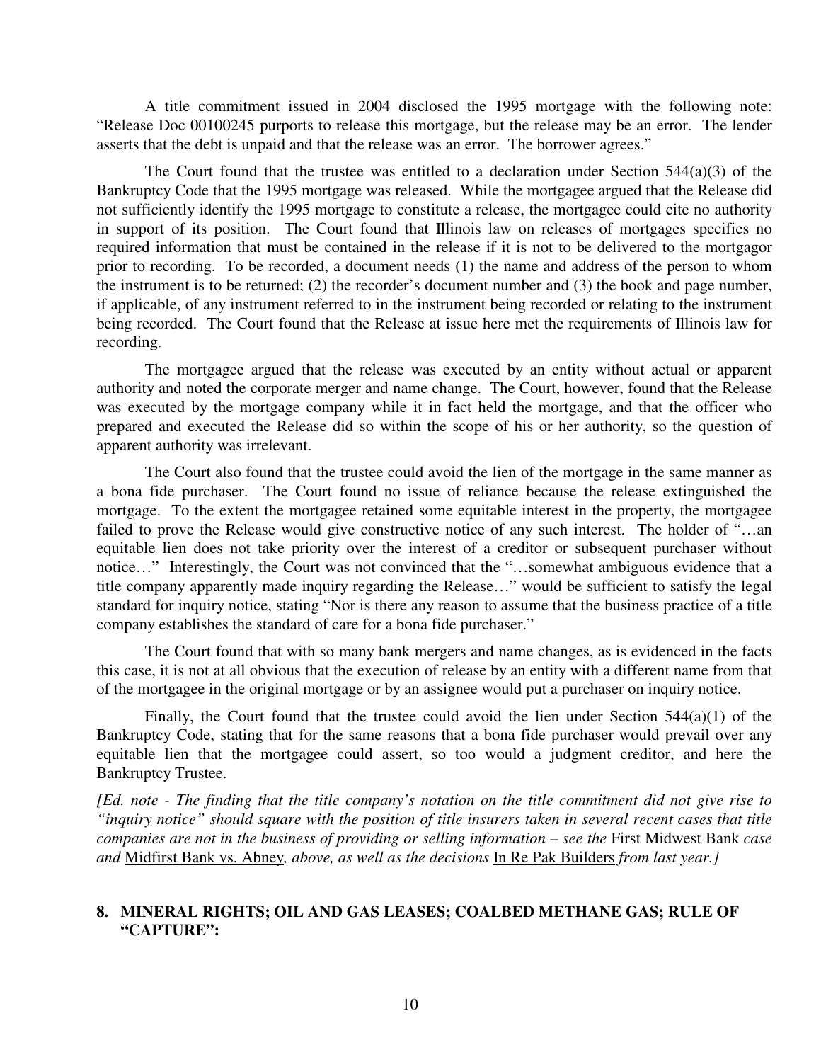A title commitment issued in 2004 disclosed the 1995 mortgage with the following note: "Release Doc 00100245 purports to release this mortgage, but the release may be an error. The lender asserts that the debt is unpaid and that the release was an error. The borrower agrees."

The Court found that the trustee was entitled to a declaration under Section 544(a)(3) of the Bankruptcy Code that the 1995 mortgage was released. While the mortgagee argued that the Release did not sufficiently identify the 1995 mortgage to constitute a release, the mortgagee could cite no authority in support of its position. The Court found that Illinois law on releases of mortgages specifies no required information that must be contained in the release if it is not to be delivered to the mortgagor prior to recording. To be recorded, a document needs (1) the name and address of the person to whom the instrument is to be returned; (2) the recorder's document number and (3) the book and page number, if applicable, of any instrument referred to in the instrument being recorded or relating to the instrument being recorded. The Court found that the Release at issue here met the requirements of Illinois law for recording.

The mortgagee argued that the release was executed by an entity without actual or apparent authority and noted the corporate merger and name change. The Court, however, found that the Release was executed by the mortgage company while it in fact held the mortgage, and that the officer who prepared and executed the Release did so within the scope of his or her authority, so the question of apparent authority was irrelevant.

The Court also found that the trustee could avoid the lien of the mortgage in the same manner as a bona fide purchaser. The Court found no issue of reliance because the release extinguished the mortgage. To the extent the mortgagee retained some equitable interest in the property, the mortgagee failed to prove the Release would give constructive notice of any such interest. The holder of "…an equitable lien does not take priority over the interest of a creditor or subsequent purchaser without notice…" Interestingly, the Court was not convinced that the "…somewhat ambiguous evidence that a title company apparently made inquiry regarding the Release…" would be sufficient to satisfy the legal standard for inquiry notice, stating "Nor is there any reason to assume that the business practice of a title company establishes the standard of care for a bona fide purchaser."

The Court found that with so many bank mergers and name changes, as is evidenced in the facts this case, it is not at all obvious that the execution of release by an entity with a different name from that of the mortgagee in the original mortgage or by an assignee would put a purchaser on inquiry notice.

Finally, the Court found that the trustee could avoid the lien under Section 544(a)(1) of the Bankruptcy Code, stating that for the same reasons that a bona fide purchaser would prevail over any equitable lien that the mortgagee could assert, so too would a judgment creditor, and here the Bankruptcy Trustee.

*[Ed. note - The finding that the title company's notation on the title commitment did not give rise to "inquiry notice" should square with the position of title insurers taken in several recent cases that title companies are not in the business of providing or selling information – see the* First Midwest Bank *case and* Midfirst Bank vs. Abney*, above, as well as the decisions* In Re Pak Builders *from last year.]*

## 8. MINERAL RIGHTS; OIL AND GAS LEASES; COALBED METHANE GAS; RULE OF "CAPTURE":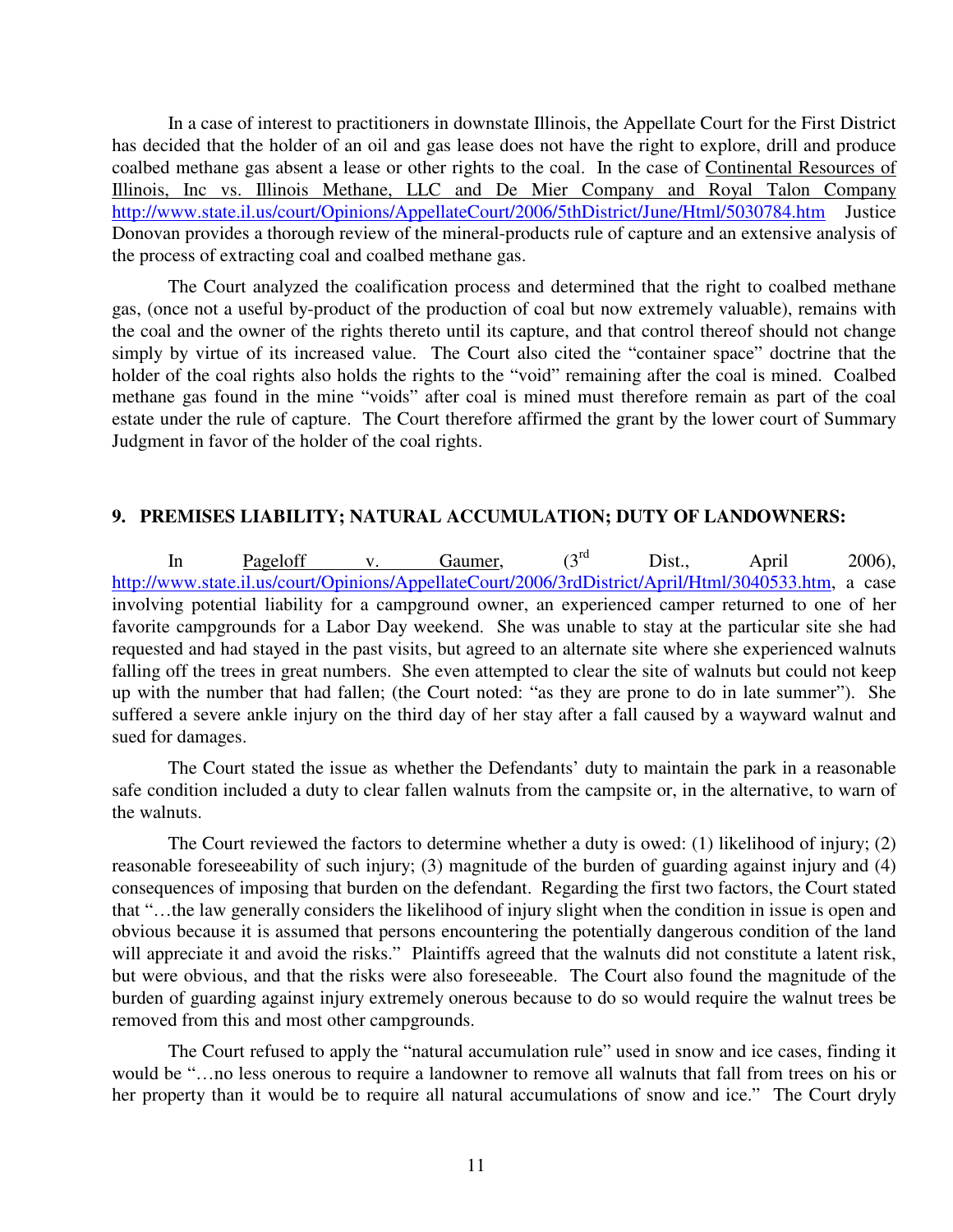In a case of interest to practitioners in downstate Illinois, the Appellate Court for the First District has decided that the holder of an oil and gas lease does not have the right to explore, drill and produce coalbed methane gas absent a lease or other rights to the coal. In the case of Continental Resources of Illinois, Inc vs. Illinois Methane, LLC and De Mier Company and Royal Talon Company http://www.state.il.us/court/Opinions/AppellateCourt/2006/5thDistrict/June/Html/5030784.htm Justice Donovan provides a thorough review of the mineral-products rule of capture and an extensive analysis of the process of extracting coal and coalbed methane gas.

The Court analyzed the coalification process and determined that the right to coalbed methane gas, (once not a useful by-product of the production of coal but now extremely valuable), remains with the coal and the owner of the rights thereto until its capture, and that control thereof should not change simply by virtue of its increased value. The Court also cited the "container space" doctrine that the holder of the coal rights also holds the rights to the "void" remaining after the coal is mined. Coalbed methane gas found in the mine "voids" after coal is mined must therefore remain as part of the coal estate under the rule of capture. The Court therefore affirmed the grant by the lower court of Summary Judgment in favor of the holder of the coal rights.

## 9. PREMISES LIABILITY; NATURAL ACCUMULATION; DUTY OF LANDOWNERS:

In Pageloff v. Gaumer, (3rd Dist., April 2006), http://www.state.il.us/court/Opinions/AppellateCourt/2006/3rdDistrict/April/Html/3040533.htm, a case involving potential liability for a campground owner, an experienced camper returned to one of her favorite campgrounds for a Labor Day weekend. She was unable to stay at the particular site she had requested and had stayed in the past visits, but agreed to an alternate site where she experienced walnuts falling off the trees in great numbers. She even attempted to clear the site of walnuts but could not keep up with the number that had fallen; (the Court noted: "as they are prone to do in late summer"). She suffered a severe ankle injury on the third day of her stay after a fall caused by a wayward walnut and sued for damages.

The Court stated the issue as whether the Defendants' duty to maintain the park in a reasonable safe condition included a duty to clear fallen walnuts from the campsite or, in the alternative, to warn of the walnuts.

The Court reviewed the factors to determine whether a duty is owed: (1) likelihood of injury; (2) reasonable foreseeability of such injury; (3) magnitude of the burden of guarding against injury and (4) consequences of imposing that burden on the defendant. Regarding the first two factors, the Court stated that "…the law generally considers the likelihood of injury slight when the condition in issue is open and obvious because it is assumed that persons encountering the potentially dangerous condition of the land will appreciate it and avoid the risks." Plaintiffs agreed that the walnuts did not constitute a latent risk, but were obvious, and that the risks were also foreseeable. The Court also found the magnitude of the burden of guarding against injury extremely onerous because to do so would require the walnut trees be removed from this and most other campgrounds.

The Court refused to apply the "natural accumulation rule" used in snow and ice cases, finding it would be "…no less onerous to require a landowner to remove all walnuts that fall from trees on his or her property than it would be to require all natural accumulations of snow and ice." The Court dryly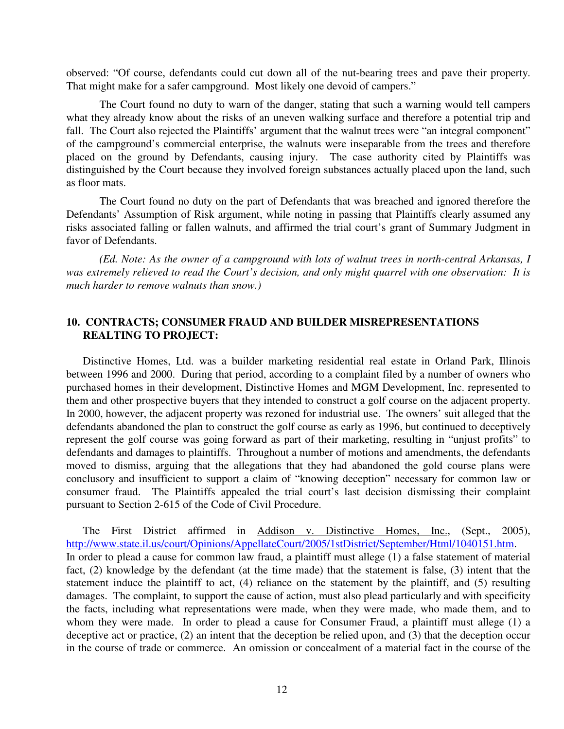observed: "Of course, defendants could cut down all of the nut-bearing trees and pave their property. That might make for a safer campground. Most likely one devoid of campers."

The Court found no duty to warn of the danger, stating that such a warning would tell campers what they already know about the risks of an uneven walking surface and therefore a potential trip and fall. The Court also rejected the Plaintiffs' argument that the walnut trees were "an integral component" of the campground's commercial enterprise, the walnuts were inseparable from the trees and therefore placed on the ground by Defendants, causing injury. The case authority cited by Plaintiffs was distinguished by the Court because they involved foreign substances actually placed upon the land, such as floor mats.

The Court found no duty on the part of Defendants that was breached and ignored therefore the Defendants' Assumption of Risk argument, while noting in passing that Plaintiffs clearly assumed any risks associated falling or fallen walnuts, and affirmed the trial court's grant of Summary Judgment in favor of Defendants.

*(Ed. Note: As the owner of a campground with lots of walnut trees in north-central Arkansas, I was extremely relieved to read the Court's decision, and only might quarrel with one observation: It is much harder to remove walnuts than snow.)*

### 10. CONTRACTS; CONSUMER FRAUD AND BUILDER MISREPRESENTATIONS REALTING TO PROJECT:

Distinctive Homes, Ltd. was a builder marketing residential real estate in Orland Park, Illinois between 1996 and 2000. During that period, according to a complaint filed by a number of owners who purchased homes in their development, Distinctive Homes and MGM Development, Inc. represented to them and other prospective buyers that they intended to construct a golf course on the adjacent property. In 2000, however, the adjacent property was rezoned for industrial use. The owners' suit alleged that the defendants abandoned the plan to construct the golf course as early as 1996, but continued to deceptively represent the golf course was going forward as part of their marketing, resulting in "unjust profits" to defendants and damages to plaintiffs. Throughout a number of motions and amendments, the defendants moved to dismiss, arguing that the allegations that they had abandoned the gold course plans were conclusory and insufficient to support a claim of "knowing deception" necessary for common law or consumer fraud. The Plaintiffs appealed the trial court's last decision dismissing their complaint pursuant to Section 2-615 of the Code of Civil Procedure.

The First District affirmed in Addison v. Distinctive Homes, Inc., (Sept., 2005), http://www.state.il.us/court/Opinions/AppellateCourt/2005/1stDistrict/September/Html/1040151.htm. In order to plead a cause for common law fraud, a plaintiff must allege (1) a false statement of material fact, (2) knowledge by the defendant (at the time made) that the statement is false, (3) intent that the statement induce the plaintiff to act, (4) reliance on the statement by the plaintiff, and (5) resulting damages. The complaint, to support the cause of action, must also plead particularly and with specificity the facts, including what representations were made, when they were made, who made them, and to whom they were made. In order to plead a cause for Consumer Fraud, a plaintiff must allege (1) a deceptive act or practice, (2) an intent that the deception be relied upon, and (3) that the deception occur in the course of trade or commerce. An omission or concealment of a material fact in the course of the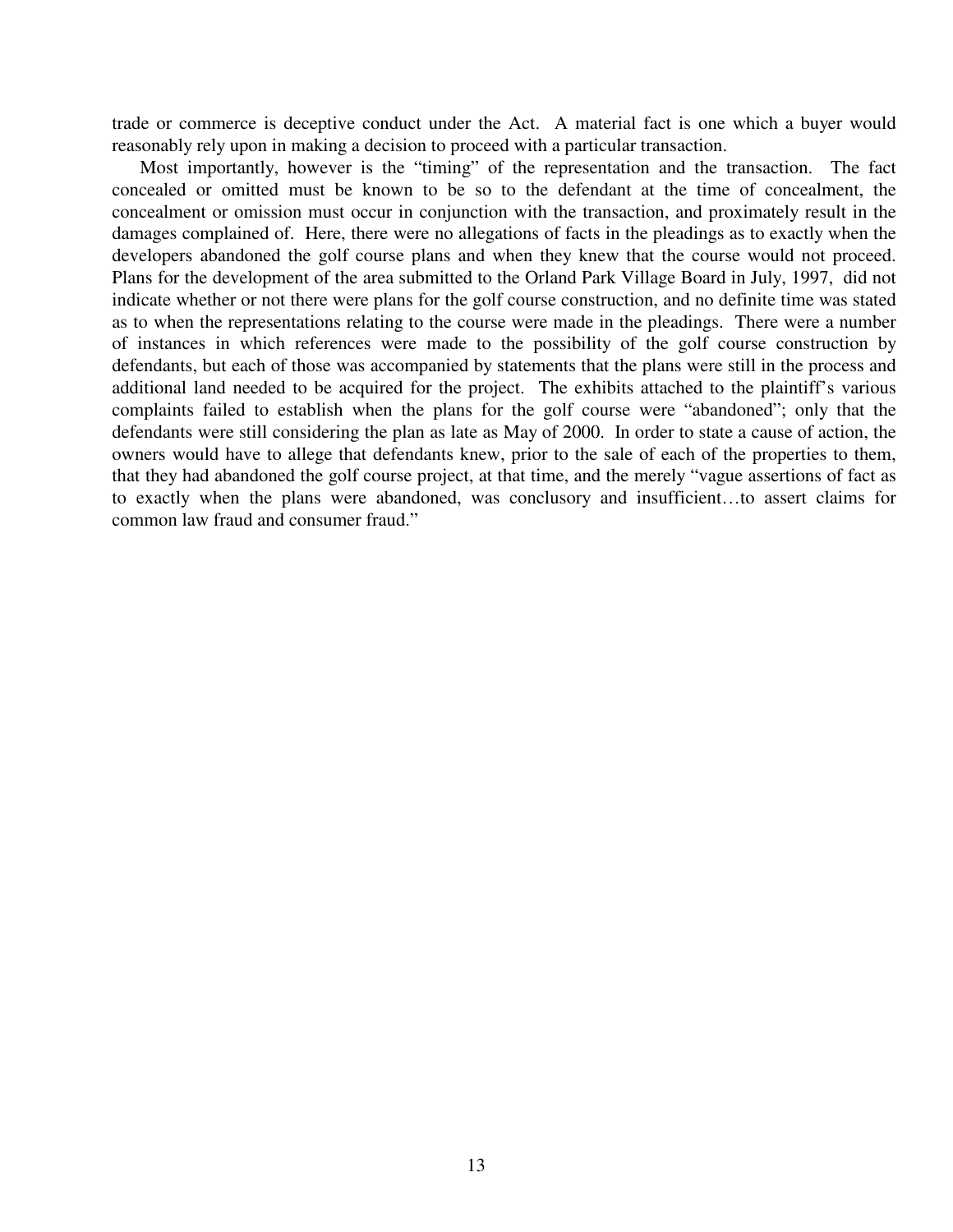trade or commerce is deceptive conduct under the Act. A material fact is one which a buyer would reasonably rely upon in making a decision to proceed with a particular transaction.

Most importantly, however is the "timing" of the representation and the transaction. The fact concealed or omitted must be known to be so to the defendant at the time of concealment, the concealment or omission must occur in conjunction with the transaction, and proximately result in the damages complained of. Here, there were no allegations of facts in the pleadings as to exactly when the developers abandoned the golf course plans and when they knew that the course would not proceed. Plans for the development of the area submitted to the Orland Park Village Board in July, 1997, did not indicate whether or not there were plans for the golf course construction, and no definite time was stated as to when the representations relating to the course were made in the pleadings. There were a number of instances in which references were made to the possibility of the golf course construction by defendants, but each of those was accompanied by statements that the plans were still in the process and additional land needed to be acquired for the project. The exhibits attached to the plaintiff's various complaints failed to establish when the plans for the golf course were "abandoned"; only that the defendants were still considering the plan as late as May of 2000. In order to state a cause of action, the owners would have to allege that defendants knew, prior to the sale of each of the properties to them, that they had abandoned the golf course project, at that time, and the merely "vague assertions of fact as to exactly when the plans were abandoned, was conclusory and insufficient…to assert claims for common law fraud and consumer fraud."